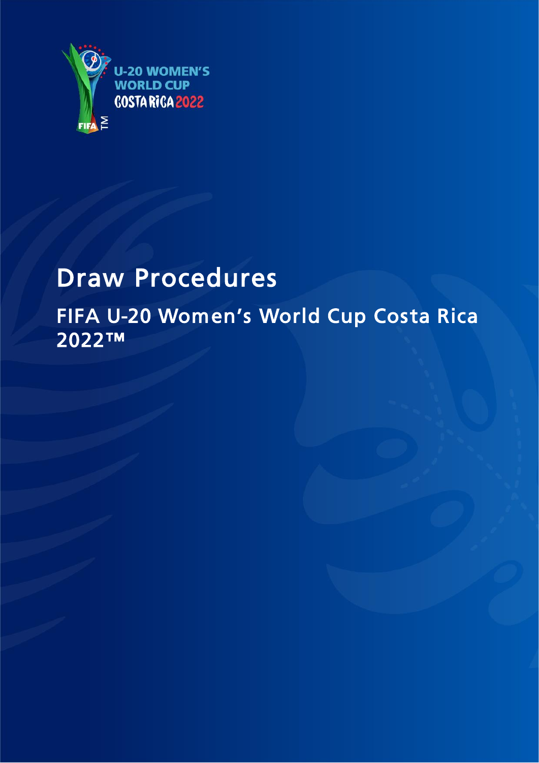U-20 WOMEN'S WORLD CUP COSTA RICA 2022

# Draw Procedures

## FIFA U-20 Women's World Cup Costa Rica 2022™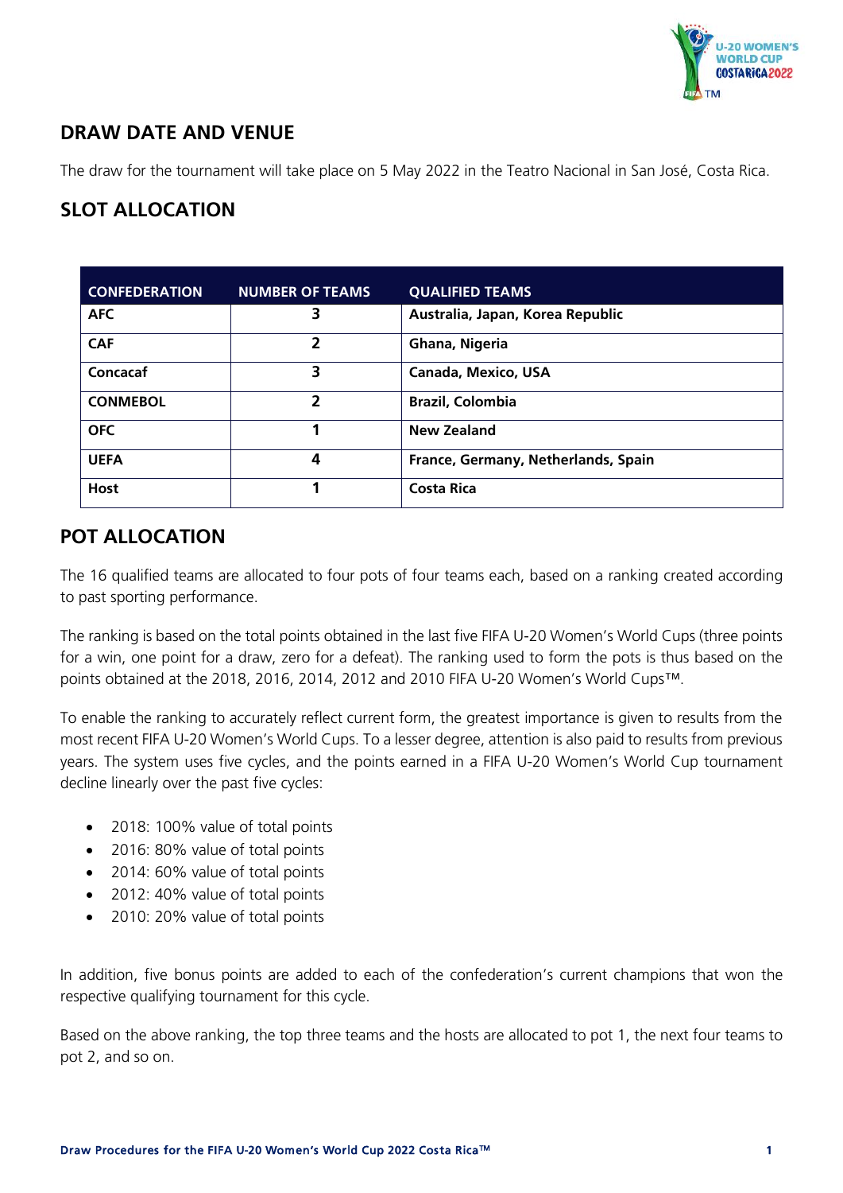## DRAW DATE AND VENUE

The draw for the tournament will take place on 5 May 2022 in the Teatro Nacional in San José, Costa Rica.

## SLOT ALLOCATION

| CONFEDERATION | NUMBER OF TEAMS | QUALIFIED TEAMS |
|---|---|---|
| **AFC** | **3** | **Australia, Japan, Korea Republic** |
| **CAF** | **2** | **Ghana, Nigeria** |
| **Concacaf** | **3** | **Canada, Mexico, USA** |
| **CONMEBOL** | **2** | **Brazil, Colombia** |
| **OFC** | **1** | **New Zealand** |
| **UEFA** | **4** | **France, Germany, Netherlands, Spain** |
| **Host** | **1** | **Costa Rica** |

## POT ALLOCATION

The 16 qualified teams are allocated to four pots of four teams each, based on a ranking created according to past sporting performance.

The ranking is based on the total points obtained in the last five FIFA U-20 Women's World Cups (three points for a win, one point for a draw, zero for a defeat). The ranking used to form the pots is thus based on the points obtained at the 2018, 2016, 2014, 2012 and 2010 FIFA U-20 Women's World Cups™.

To enable the ranking to accurately reflect current form, the greatest importance is given to results from the most recent FIFA U-20 Women's World Cups. To a lesser degree, attention is also paid to results from previous years. The system uses five cycles, and the points earned in a FIFA U-20 Women's World Cup tournament decline linearly over the past five cycles:

- 2018: 100% value of total points
- 2016: 80% value of total points
- 2014: 60% value of total points
- 2012: 40% value of total points
- 2010: 20% value of total points

In addition, five bonus points are added to each of the confederation's current champions that won the respective qualifying tournament for this cycle.

Based on the above ranking, the top three teams and the hosts are allocated to pot 1, the next four teams to pot 2, and so on.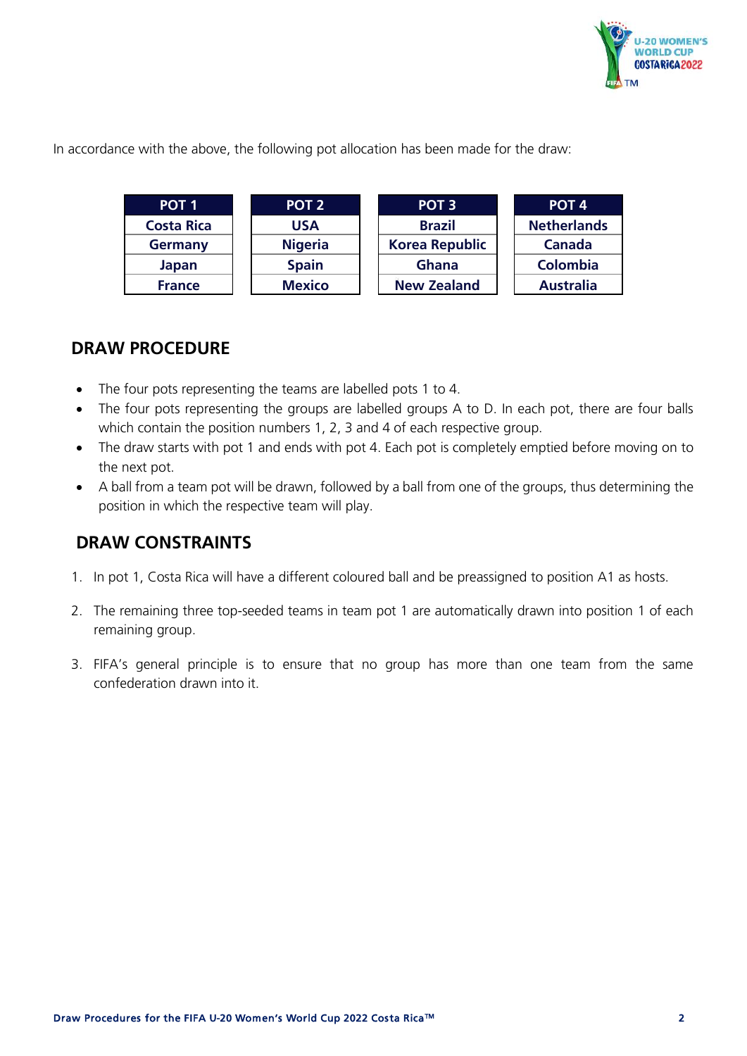In accordance with the above, the following pot allocation has been made for the draw:

| POT 1 | POT 2 | POT 3 | POT 4 |
|---|---|---|---|
| Costa Rica | USA | Brazil | Netherlands |
| Germany | Nigeria | Korea Republic | Canada |
| Japan | Spain | Ghana | Colombia |
| France | Mexico | New Zealand | Australia |

## DRAW PROCEDURE

- The four pots representing the teams are labelled pots 1 to 4.
- The four pots representing the groups are labelled groups A to D. In each pot, there are four balls which contain the position numbers 1, 2, 3 and 4 of each respective group.
- The draw starts with pot 1 and ends with pot 4. Each pot is completely emptied before moving on to the next pot.
- A ball from a team pot will be drawn, followed by a ball from one of the groups, thus determining the position in which the respective team will play.

## DRAW CONSTRAINTS

1. In pot 1, Costa Rica will have a different coloured ball and be preassigned to position A1 as hosts.
2. The remaining three top-seeded teams in team pot 1 are automatically drawn into position 1 of each remaining group.
3. FIFA's general principle is to ensure that no group has more than one team from the same confederation drawn into it.